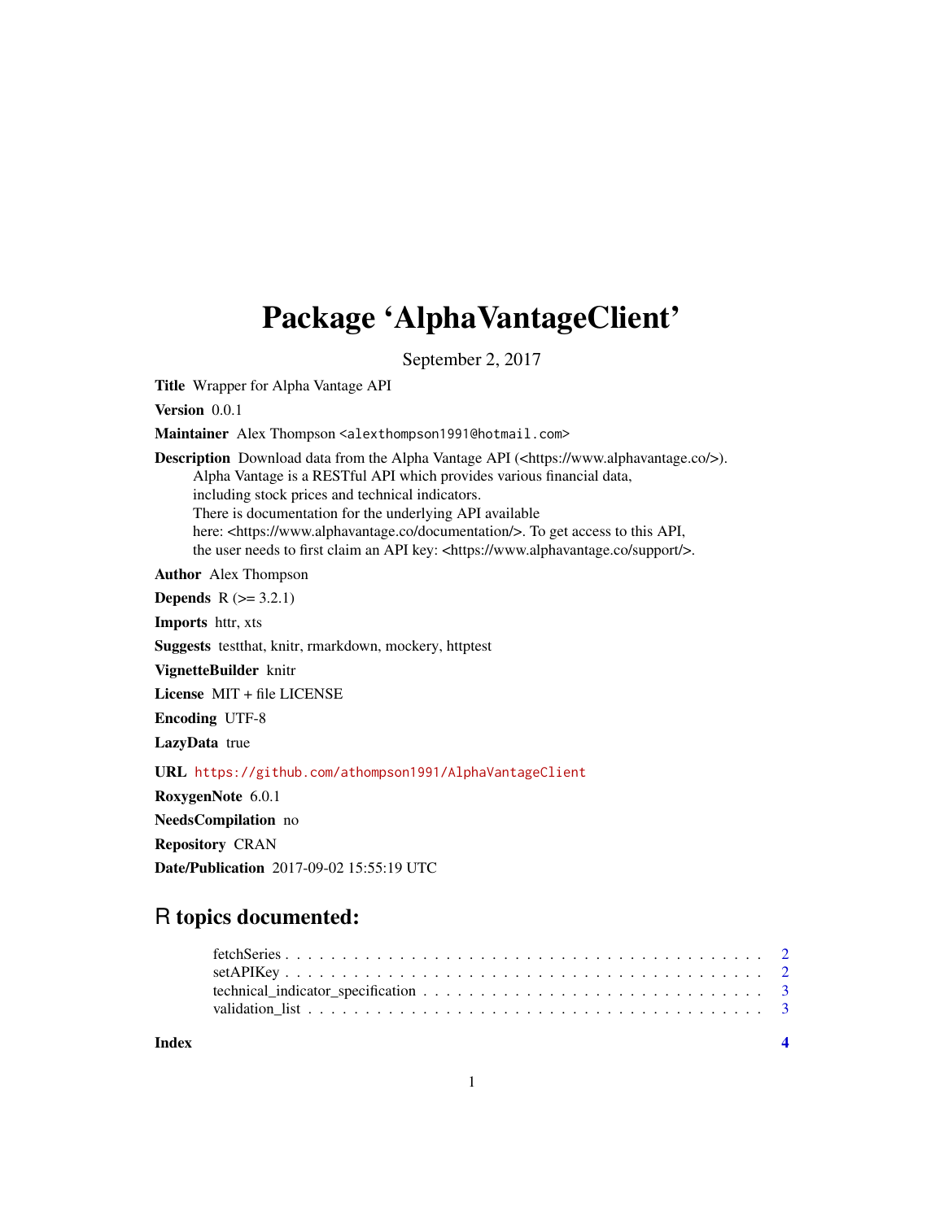# Package 'AlphaVantageClient'

September 2, 2017

**Title** Wrapper for Alpha Vantage API

**Version** 0.0.1

**Maintainer** Alex Thompson <alexthompson1991@hotmail.com>

**Description** Download data from the Alpha Vantage API (<https://www.alphavantage.co/>). Alpha Vantage is a RESTful API which provides various financial data, including stock prices and technical indicators. There is documentation for the underlying API available here: <https://www.alphavantage.co/documentation/>. To get access to this API, the user needs to first claim an API key: <https://www.alphavantage.co/support/>.

**Author** Alex Thompson

**Depends** R (>= 3.2.1)

**Imports** httr, xts

**Suggests** testthat, knitr, rmarkdown, mockery, httptest

**VignetteBuilder** knitr

**License** MIT + file LICENSE

**Encoding** UTF-8

**LazyData** true

**URL** https://github.com/athompson1991/AlphaVantageClient

**RoxygenNote** 6.0.1

**NeedsCompilation** no

**Repository** CRAN

**Date/Publication** 2017-09-02 15:55:19 UTC

## R topics documented:

- fetchSeries . . . . . . . . . . . . . . . . . . . . . . . . . . . . . . . . . . . . . . . . . . . 2
- setAPIKey . . . . . . . . . . . . . . . . . . . . . . . . . . . . . . . . . . . . . . . . . . . . 2
- technical_indicator_specification . . . . . . . . . . . . . . . . . . . . . . . . . . . . 3
- validation_list . . . . . . . . . . . . . . . . . . . . . . . . . . . . . . . . . . . . . . . . . 3

**Index** **4**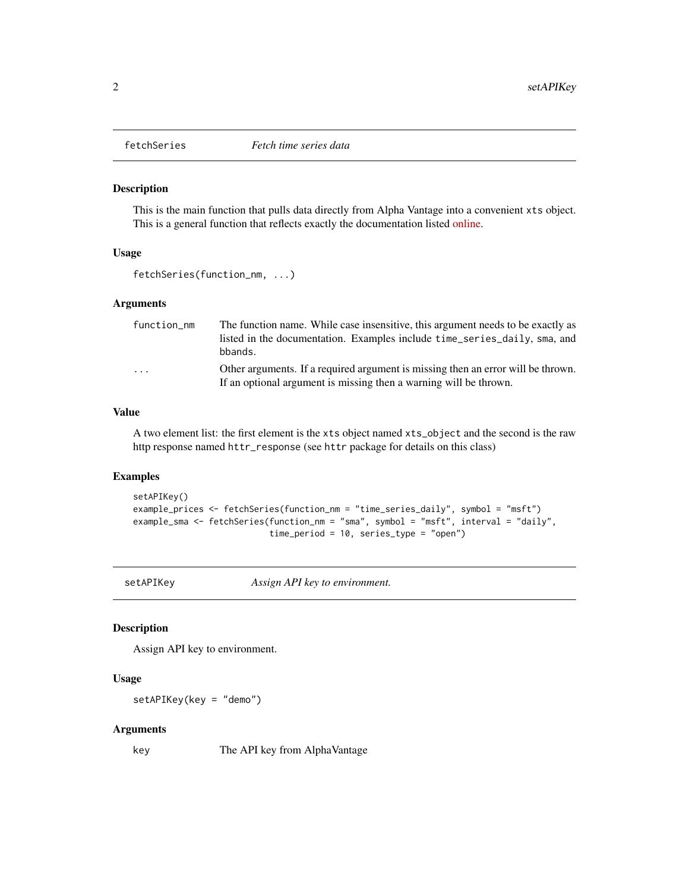## fetchSeries *Fetch time series data*

### Description

This is the main function that pulls data directly from Alpha Vantage into a convenient `xts` object. This is a general function that reflects exactly the documentation listed online.

### Usage

```
fetchSeries(function_nm, ...)
```

### Arguments

| | |
|---|---|
| `function_nm` | The function name. While case insensitive, this argument needs to be exactly as listed in the documentation. Examples include `time_series_daily`, `sma`, and `bbands`. |
| `...` | Other arguments. If a required argument is missing then an error will be thrown. If an optional argument is missing then a warning will be thrown. |

### Value

A two element list: the first element is the `xts` object named `xts_object` and the second is the raw http response named `httr_response` (see `httr` package for details on this class)

### Examples

```
setAPIKey()
example_prices <- fetchSeries(function_nm = "time_series_daily", symbol = "msft")
example_sma <- fetchSeries(function_nm = "sma", symbol = "msft", interval = "daily",
                           time_period = 10, series_type = "open")
```

## setAPIKey *Assign API key to environment.*

### Description

Assign API key to environment.

### Usage

```
setAPIKey(key = "demo")
```

### Arguments

| | |
|---|---|
| `key` | The API key from AlphaVantage |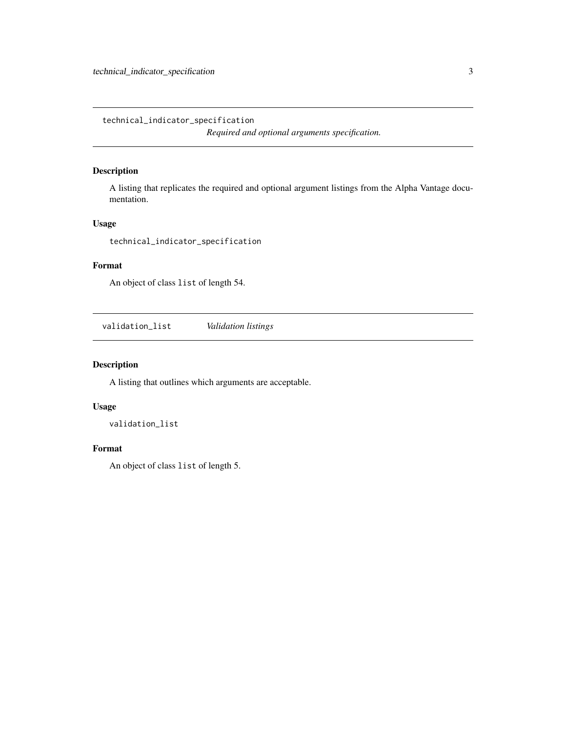## technical_indicator_specification

*Required and optional arguments specification.*

### Description

A listing that replicates the required and optional argument listings from the Alpha Vantage documentation.

### Usage

```
technical_indicator_specification
```

### Format

An object of class `list` of length 54.

## validation_list

*Validation listings*

### Description

A listing that outlines which arguments are acceptable.

### Usage

```
validation_list
```

### Format

An object of class `list` of length 5.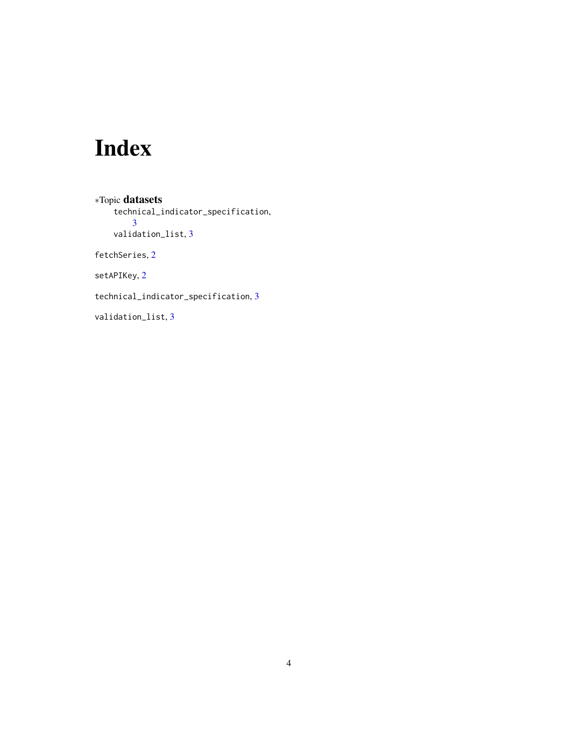# Index

∗Topic **datasets**
    technical_indicator_specification, 3
    validation_list, 3

fetchSeries, 2

setAPIKey, 2

technical_indicator_specification, 3

validation_list, 3